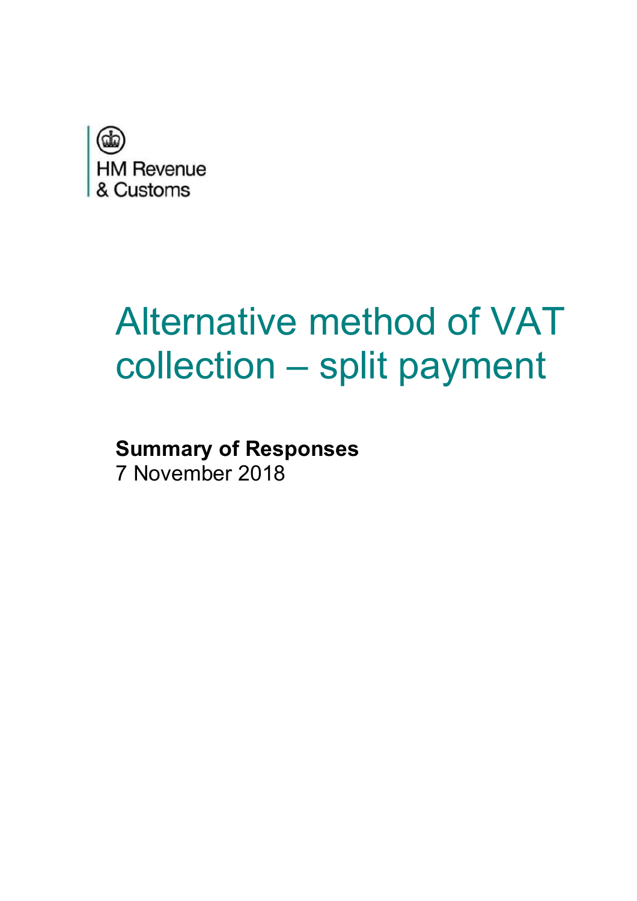HM Revenue & Customs

# Alternative method of VAT collection – split payment

**Summary of Responses**
7 November 2018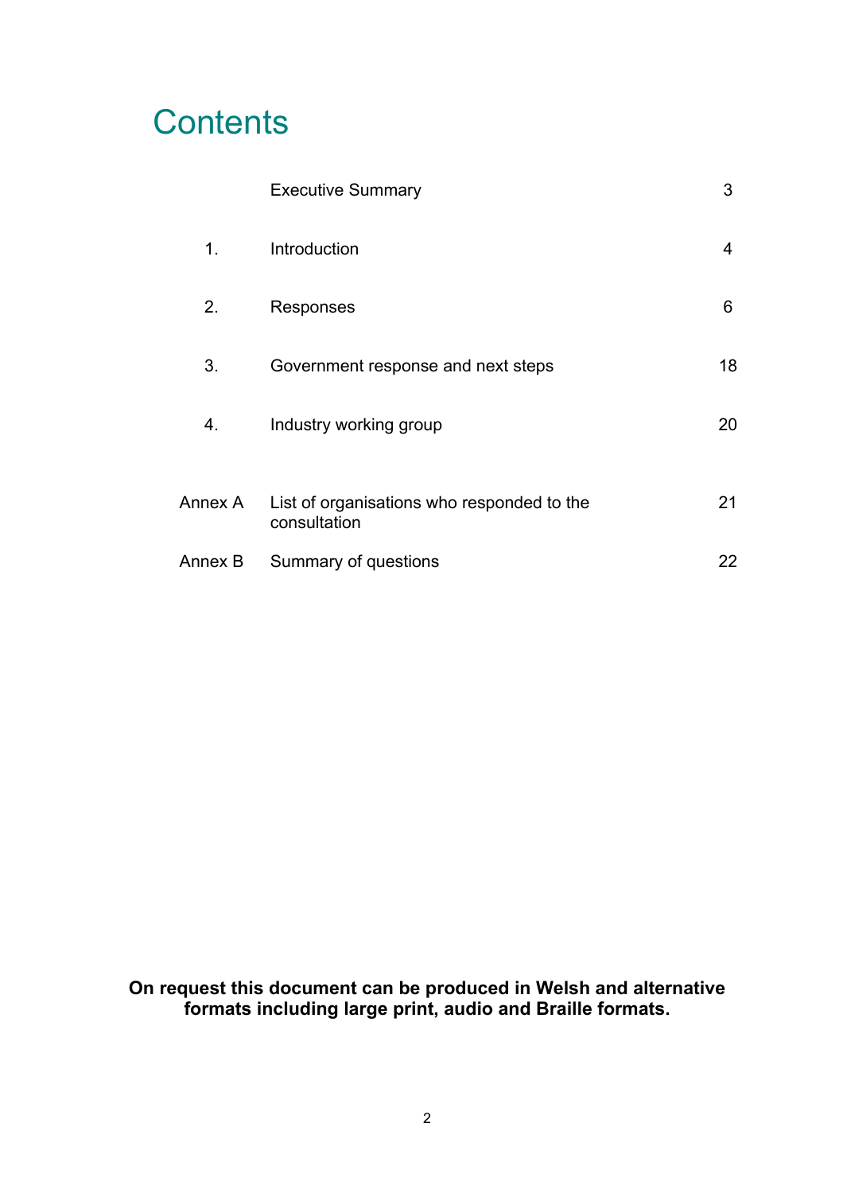# Contents

| | | |
|---|---|---|
| | Executive Summary | 3 |
| 1. | Introduction | 4 |
| 2. | Responses | 6 |
| 3. | Government response and next steps | 18 |
| 4. | Industry working group | 20 |
| Annex A | List of organisations who responded to the consultation | 21 |
| Annex B | Summary of questions | 22 |

**On request this document can be produced in Welsh and alternative formats including large print, audio and Braille formats.**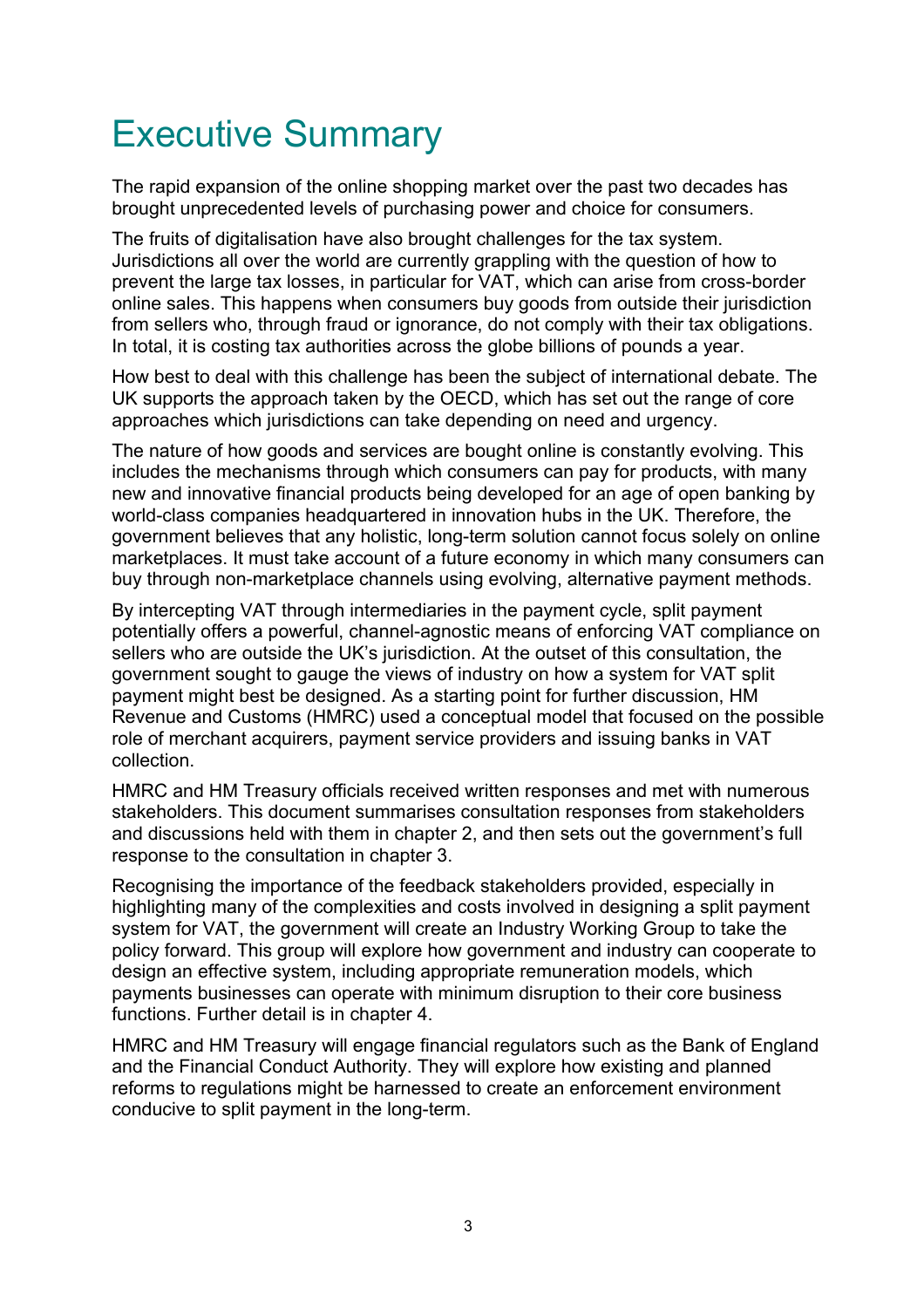# Executive Summary

The rapid expansion of the online shopping market over the past two decades has brought unprecedented levels of purchasing power and choice for consumers.

The fruits of digitalisation have also brought challenges for the tax system. Jurisdictions all over the world are currently grappling with the question of how to prevent the large tax losses, in particular for VAT, which can arise from cross-border online sales. This happens when consumers buy goods from outside their jurisdiction from sellers who, through fraud or ignorance, do not comply with their tax obligations. In total, it is costing tax authorities across the globe billions of pounds a year.

How best to deal with this challenge has been the subject of international debate. The UK supports the approach taken by the OECD, which has set out the range of core approaches which jurisdictions can take depending on need and urgency.

The nature of how goods and services are bought online is constantly evolving. This includes the mechanisms through which consumers can pay for products, with many new and innovative financial products being developed for an age of open banking by world-class companies headquartered in innovation hubs in the UK. Therefore, the government believes that any holistic, long-term solution cannot focus solely on online marketplaces. It must take account of a future economy in which many consumers can buy through non-marketplace channels using evolving, alternative payment methods.

By intercepting VAT through intermediaries in the payment cycle, split payment potentially offers a powerful, channel-agnostic means of enforcing VAT compliance on sellers who are outside the UK's jurisdiction. At the outset of this consultation, the government sought to gauge the views of industry on how a system for VAT split payment might best be designed. As a starting point for further discussion, HM Revenue and Customs (HMRC) used a conceptual model that focused on the possible role of merchant acquirers, payment service providers and issuing banks in VAT collection.

HMRC and HM Treasury officials received written responses and met with numerous stakeholders. This document summarises consultation responses from stakeholders and discussions held with them in chapter 2, and then sets out the government's full response to the consultation in chapter 3.

Recognising the importance of the feedback stakeholders provided, especially in highlighting many of the complexities and costs involved in designing a split payment system for VAT, the government will create an Industry Working Group to take the policy forward. This group will explore how government and industry can cooperate to design an effective system, including appropriate remuneration models, which payments businesses can operate with minimum disruption to their core business functions. Further detail is in chapter 4.

HMRC and HM Treasury will engage financial regulators such as the Bank of England and the Financial Conduct Authority. They will explore how existing and planned reforms to regulations might be harnessed to create an enforcement environment conducive to split payment in the long-term.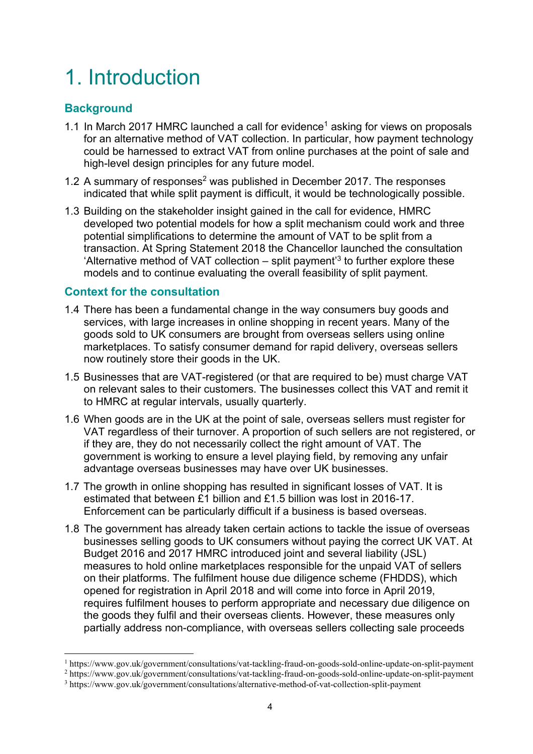# 1. Introduction

## Background

1.1 In March 2017 HMRC launched a call for evidence[1] asking for views on proposals for an alternative method of VAT collection. In particular, how payment technology could be harnessed to extract VAT from online purchases at the point of sale and high-level design principles for any future model.

1.2 A summary of responses[2] was published in December 2017. The responses indicated that while split payment is difficult, it would be technologically possible.

1.3 Building on the stakeholder insight gained in the call for evidence, HMRC developed two potential models for how a split mechanism could work and three potential simplifications to determine the amount of VAT to be split from a transaction. At Spring Statement 2018 the Chancellor launched the consultation 'Alternative method of VAT collection – split payment'[3] to further explore these models and to continue evaluating the overall feasibility of split payment.

## Context for the consultation

1.4 There has been a fundamental change in the way consumers buy goods and services, with large increases in online shopping in recent years. Many of the goods sold to UK consumers are brought from overseas sellers using online marketplaces. To satisfy consumer demand for rapid delivery, overseas sellers now routinely store their goods in the UK.

1.5 Businesses that are VAT-registered (or that are required to be) must charge VAT on relevant sales to their customers. The businesses collect this VAT and remit it to HMRC at regular intervals, usually quarterly.

1.6 When goods are in the UK at the point of sale, overseas sellers must register for VAT regardless of their turnover. A proportion of such sellers are not registered, or if they are, they do not necessarily collect the right amount of VAT. The government is working to ensure a level playing field, by removing any unfair advantage overseas businesses may have over UK businesses.

1.7 The growth in online shopping has resulted in significant losses of VAT. It is estimated that between £1 billion and £1.5 billion was lost in 2016-17. Enforcement can be particularly difficult if a business is based overseas.

1.8 The government has already taken certain actions to tackle the issue of overseas businesses selling goods to UK consumers without paying the correct UK VAT. At Budget 2016 and 2017 HMRC introduced joint and several liability (JSL) measures to hold online marketplaces responsible for the unpaid VAT of sellers on their platforms. The fulfilment house due diligence scheme (FHDDS), which opened for registration in April 2018 and will come into force in April 2019, requires fulfilment houses to perform appropriate and necessary due diligence on the goods they fulfil and their overseas clients. However, these measures only partially address non-compliance, with overseas sellers collecting sale proceeds

---

[1] https://www.gov.uk/government/consultations/vat-tackling-fraud-on-goods-sold-online-update-on-split-payment

[2] https://www.gov.uk/government/consultations/vat-tackling-fraud-on-goods-sold-online-update-on-split-payment

[3] https://www.gov.uk/government/consultations/alternative-method-of-vat-collection-split-payment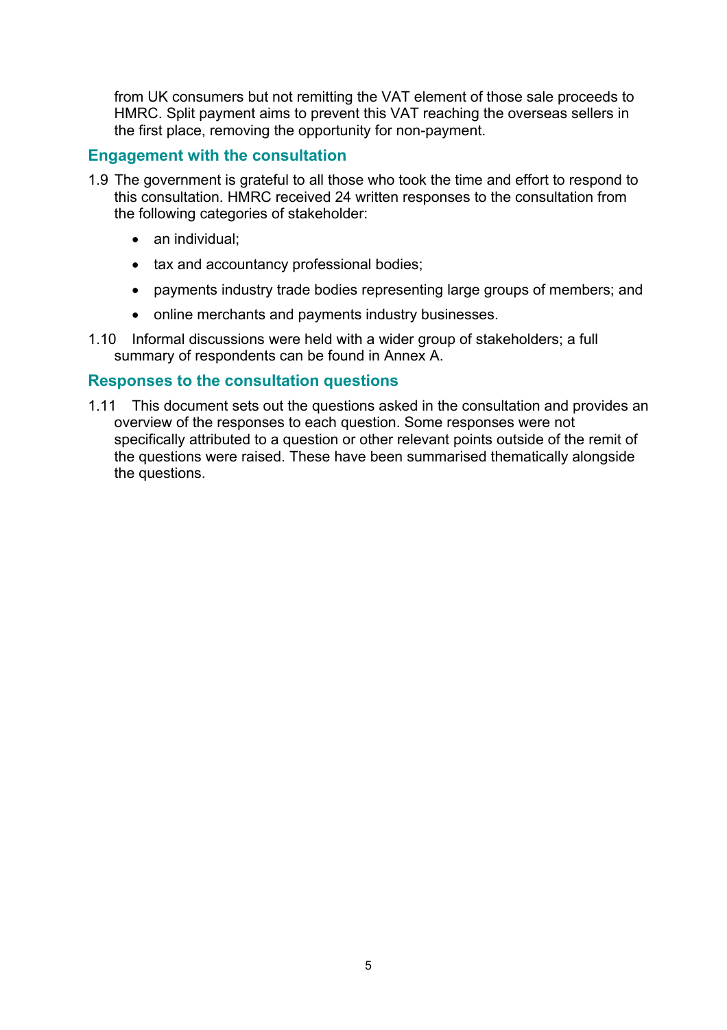from UK consumers but not remitting the VAT element of those sale proceeds to HMRC. Split payment aims to prevent this VAT reaching the overseas sellers in the first place, removing the opportunity for non-payment.

## Engagement with the consultation

1.9 The government is grateful to all those who took the time and effort to respond to this consultation. HMRC received 24 written responses to the consultation from the following categories of stakeholder:

- an individual;
- tax and accountancy professional bodies;
- payments industry trade bodies representing large groups of members; and
- online merchants and payments industry businesses.

1.10 Informal discussions were held with a wider group of stakeholders; a full summary of respondents can be found in Annex A.

## Responses to the consultation questions

1.11 This document sets out the questions asked in the consultation and provides an overview of the responses to each question. Some responses were not specifically attributed to a question or other relevant points outside of the remit of the questions were raised. These have been summarised thematically alongside the questions.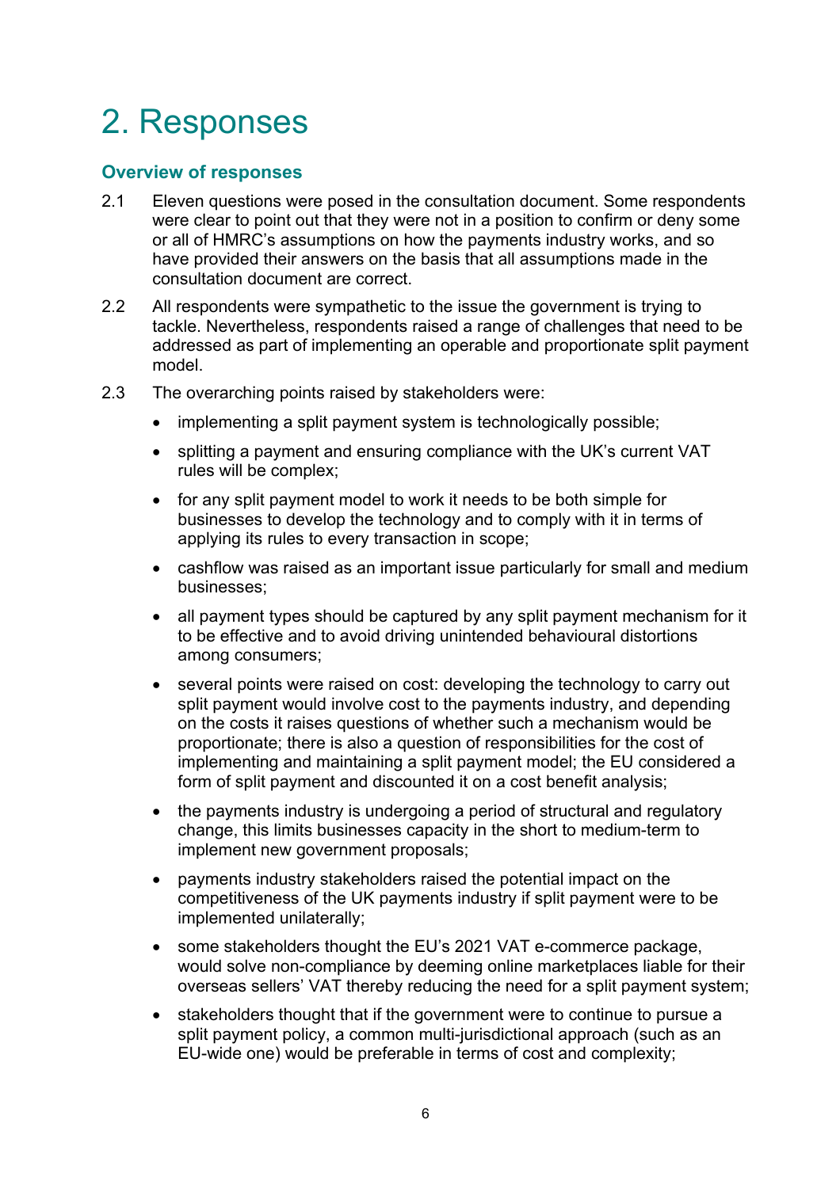# 2. Responses

## Overview of responses

2.1 Eleven questions were posed in the consultation document. Some respondents were clear to point out that they were not in a position to confirm or deny some or all of HMRC's assumptions on how the payments industry works, and so have provided their answers on the basis that all assumptions made in the consultation document are correct.

2.2 All respondents were sympathetic to the issue the government is trying to tackle. Nevertheless, respondents raised a range of challenges that need to be addressed as part of implementing an operable and proportionate split payment model.

2.3 The overarching points raised by stakeholders were:

- implementing a split payment system is technologically possible;
- splitting a payment and ensuring compliance with the UK's current VAT rules will be complex;
- for any split payment model to work it needs to be both simple for businesses to develop the technology and to comply with it in terms of applying its rules to every transaction in scope;
- cashflow was raised as an important issue particularly for small and medium businesses;
- all payment types should be captured by any split payment mechanism for it to be effective and to avoid driving unintended behavioural distortions among consumers;
- several points were raised on cost: developing the technology to carry out split payment would involve cost to the payments industry, and depending on the costs it raises questions of whether such a mechanism would be proportionate; there is also a question of responsibilities for the cost of implementing and maintaining a split payment model; the EU considered a form of split payment and discounted it on a cost benefit analysis;
- the payments industry is undergoing a period of structural and regulatory change, this limits businesses capacity in the short to medium-term to implement new government proposals;
- payments industry stakeholders raised the potential impact on the competitiveness of the UK payments industry if split payment were to be implemented unilaterally;
- some stakeholders thought the EU's 2021 VAT e-commerce package, would solve non-compliance by deeming online marketplaces liable for their overseas sellers' VAT thereby reducing the need for a split payment system;
- stakeholders thought that if the government were to continue to pursue a split payment policy, a common multi-jurisdictional approach (such as an EU-wide one) would be preferable in terms of cost and complexity;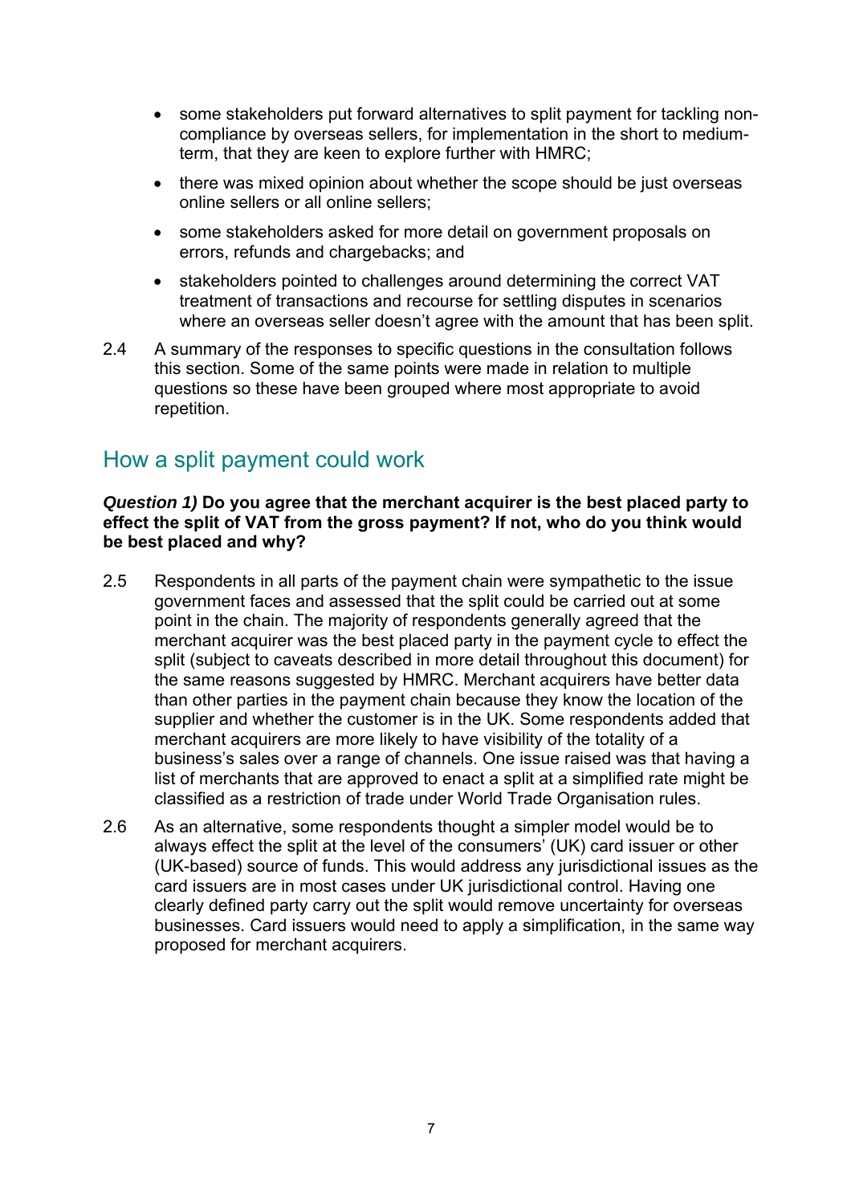- some stakeholders put forward alternatives to split payment for tackling non-compliance by overseas sellers, for implementation in the short to medium-term, that they are keen to explore further with HMRC;
- there was mixed opinion about whether the scope should be just overseas online sellers or all online sellers;
- some stakeholders asked for more detail on government proposals on errors, refunds and chargebacks; and
- stakeholders pointed to challenges around determining the correct VAT treatment of transactions and recourse for settling disputes in scenarios where an overseas seller doesn't agree with the amount that has been split.

2.4 A summary of the responses to specific questions in the consultation follows this section. Some of the same points were made in relation to multiple questions so these have been grouped where most appropriate to avoid repetition.

## How a split payment could work

***Question 1)*** **Do you agree that the merchant acquirer is the best placed party to effect the split of VAT from the gross payment? If not, who do you think would be best placed and why?**

2.5 Respondents in all parts of the payment chain were sympathetic to the issue government faces and assessed that the split could be carried out at some point in the chain. The majority of respondents generally agreed that the merchant acquirer was the best placed party in the payment cycle to effect the split (subject to caveats described in more detail throughout this document) for the same reasons suggested by HMRC. Merchant acquirers have better data than other parties in the payment chain because they know the location of the supplier and whether the customer is in the UK. Some respondents added that merchant acquirers are more likely to have visibility of the totality of a business's sales over a range of channels. One issue raised was that having a list of merchants that are approved to enact a split at a simplified rate might be classified as a restriction of trade under World Trade Organisation rules.

2.6 As an alternative, some respondents thought a simpler model would be to always effect the split at the level of the consumers' (UK) card issuer or other (UK-based) source of funds. This would address any jurisdictional issues as the card issuers are in most cases under UK jurisdictional control. Having one clearly defined party carry out the split would remove uncertainty for overseas businesses. Card issuers would need to apply a simplification, in the same way proposed for merchant acquirers.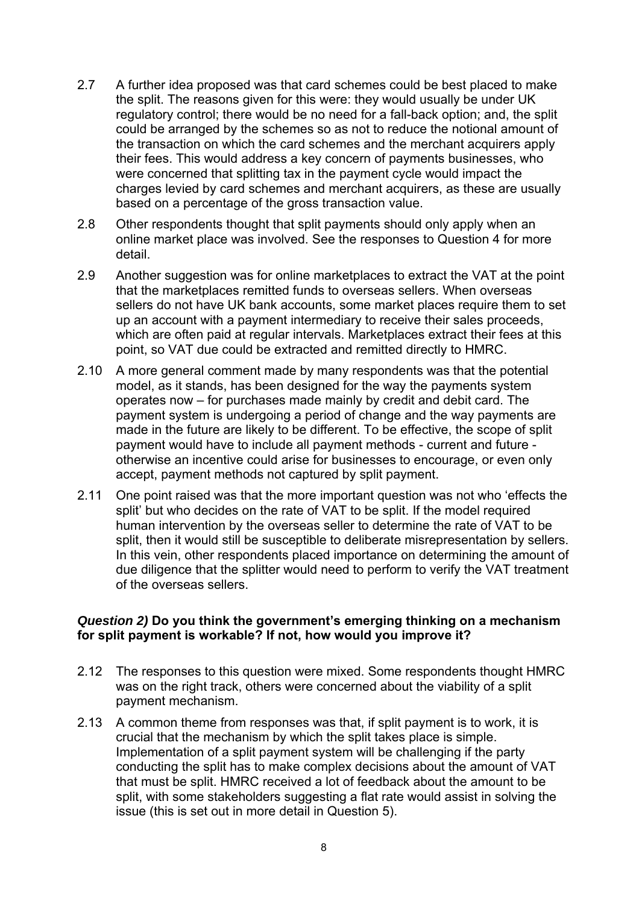2.7 A further idea proposed was that card schemes could be best placed to make the split. The reasons given for this were: they would usually be under UK regulatory control; there would be no need for a fall-back option; and, the split could be arranged by the schemes so as not to reduce the notional amount of the transaction on which the card schemes and the merchant acquirers apply their fees. This would address a key concern of payments businesses, who were concerned that splitting tax in the payment cycle would impact the charges levied by card schemes and merchant acquirers, as these are usually based on a percentage of the gross transaction value.

2.8 Other respondents thought that split payments should only apply when an online market place was involved. See the responses to Question 4 for more detail.

2.9 Another suggestion was for online marketplaces to extract the VAT at the point that the marketplaces remitted funds to overseas sellers. When overseas sellers do not have UK bank accounts, some market places require them to set up an account with a payment intermediary to receive their sales proceeds, which are often paid at regular intervals. Marketplaces extract their fees at this point, so VAT due could be extracted and remitted directly to HMRC.

2.10 A more general comment made by many respondents was that the potential model, as it stands, has been designed for the way the payments system operates now – for purchases made mainly by credit and debit card. The payment system is undergoing a period of change and the way payments are made in the future are likely to be different. To be effective, the scope of split payment would have to include all payment methods - current and future - otherwise an incentive could arise for businesses to encourage, or even only accept, payment methods not captured by split payment.

2.11 One point raised was that the more important question was not who 'effects the split' but who decides on the rate of VAT to be split. If the model required human intervention by the overseas seller to determine the rate of VAT to be split, then it would still be susceptible to deliberate misrepresentation by sellers. In this vein, other respondents placed importance on determining the amount of due diligence that the splitter would need to perform to verify the VAT treatment of the overseas sellers.

### ***Question 2)*** **Do you think the government's emerging thinking on a mechanism for split payment is workable? If not, how would you improve it?**

2.12 The responses to this question were mixed. Some respondents thought HMRC was on the right track, others were concerned about the viability of a split payment mechanism.

2.13 A common theme from responses was that, if split payment is to work, it is crucial that the mechanism by which the split takes place is simple. Implementation of a split payment system will be challenging if the party conducting the split has to make complex decisions about the amount of VAT that must be split. HMRC received a lot of feedback about the amount to be split, with some stakeholders suggesting a flat rate would assist in solving the issue (this is set out in more detail in Question 5).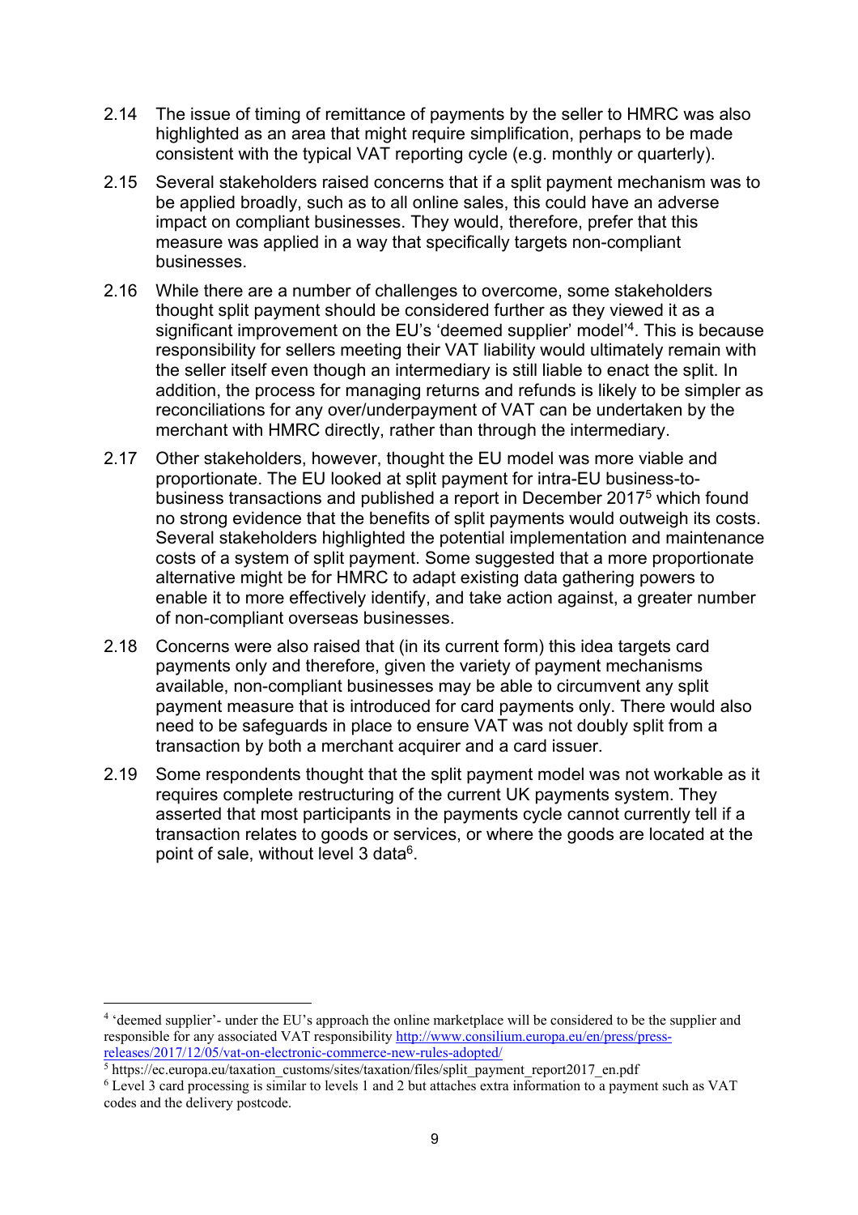2.14 The issue of timing of remittance of payments by the seller to HMRC was also highlighted as an area that might require simplification, perhaps to be made consistent with the typical VAT reporting cycle (e.g. monthly or quarterly).

2.15 Several stakeholders raised concerns that if a split payment mechanism was to be applied broadly, such as to all online sales, this could have an adverse impact on compliant businesses. They would, therefore, prefer that this measure was applied in a way that specifically targets non-compliant businesses.

2.16 While there are a number of challenges to overcome, some stakeholders thought split payment should be considered further as they viewed it as a significant improvement on the EU's 'deemed supplier' model'[4]. This is because responsibility for sellers meeting their VAT liability would ultimately remain with the seller itself even though an intermediary is still liable to enact the split. In addition, the process for managing returns and refunds is likely to be simpler as reconciliations for any over/underpayment of VAT can be undertaken by the merchant with HMRC directly, rather than through the intermediary.

2.17 Other stakeholders, however, thought the EU model was more viable and proportionate. The EU looked at split payment for intra-EU business-to-business transactions and published a report in December 2017[5] which found no strong evidence that the benefits of split payments would outweigh its costs. Several stakeholders highlighted the potential implementation and maintenance costs of a system of split payment. Some suggested that a more proportionate alternative might be for HMRC to adapt existing data gathering powers to enable it to more effectively identify, and take action against, a greater number of non-compliant overseas businesses.

2.18 Concerns were also raised that (in its current form) this idea targets card payments only and therefore, given the variety of payment mechanisms available, non-compliant businesses may be able to circumvent any split payment measure that is introduced for card payments only. There would also need to be safeguards in place to ensure VAT was not doubly split from a transaction by both a merchant acquirer and a card issuer.

2.19 Some respondents thought that the split payment model was not workable as it requires complete restructuring of the current UK payments system. They asserted that most participants in the payments cycle cannot currently tell if a transaction relates to goods or services, or where the goods are located at the point of sale, without level 3 data[6].

---

[4] 'deemed supplier'- under the EU's approach the online marketplace will be considered to be the supplier and responsible for any associated VAT responsibility http://www.consilium.europa.eu/en/press/press-releases/2017/12/05/vat-on-electronic-commerce-new-rules-adopted/

[5] https://ec.europa.eu/taxation_customs/sites/taxation/files/split_payment_report2017_en.pdf

[6] Level 3 card processing is similar to levels 1 and 2 but attaches extra information to a payment such as VAT codes and the delivery postcode.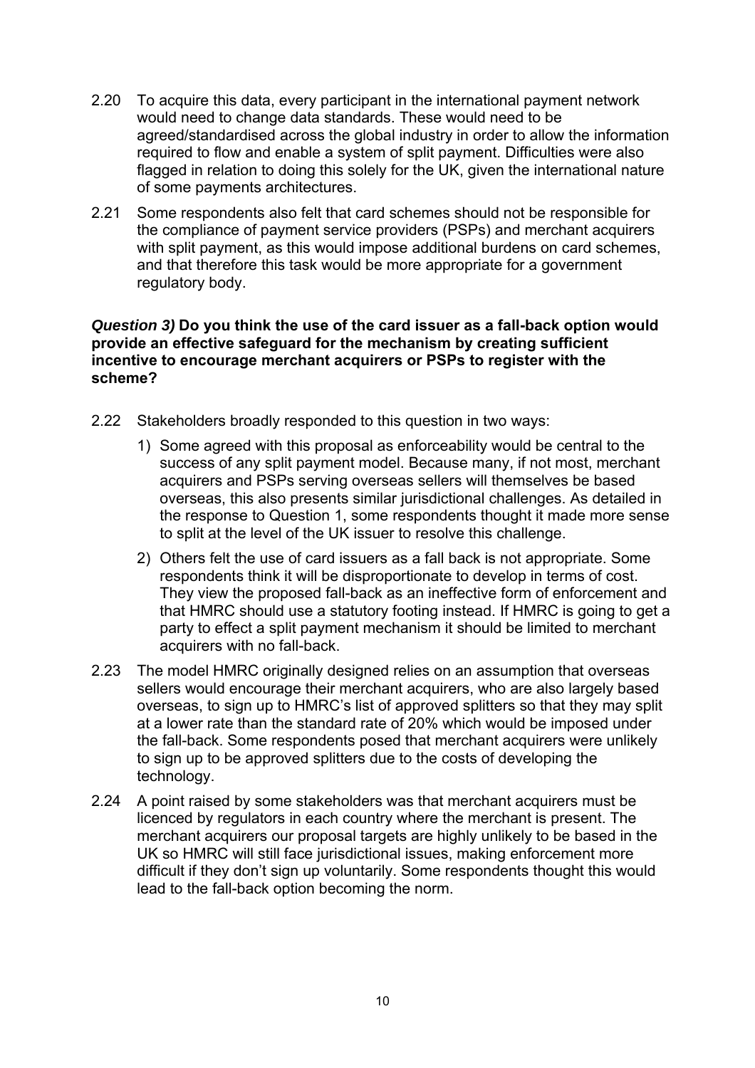2.20 To acquire this data, every participant in the international payment network would need to change data standards. These would need to be agreed/standardised across the global industry in order to allow the information required to flow and enable a system of split payment. Difficulties were also flagged in relation to doing this solely for the UK, given the international nature of some payments architectures.

2.21 Some respondents also felt that card schemes should not be responsible for the compliance of payment service providers (PSPs) and merchant acquirers with split payment, as this would impose additional burdens on card schemes, and that therefore this task would be more appropriate for a government regulatory body.

***Question 3)*** **Do you think the use of the card issuer as a fall-back option would provide an effective safeguard for the mechanism by creating sufficient incentive to encourage merchant acquirers or PSPs to register with the scheme?**

2.22 Stakeholders broadly responded to this question in two ways:

1) Some agreed with this proposal as enforceability would be central to the success of any split payment model. Because many, if not most, merchant acquirers and PSPs serving overseas sellers will themselves be based overseas, this also presents similar jurisdictional challenges. As detailed in the response to Question 1, some respondents thought it made more sense to split at the level of the UK issuer to resolve this challenge.
2) Others felt the use of card issuers as a fall back is not appropriate. Some respondents think it will be disproportionate to develop in terms of cost. They view the proposed fall-back as an ineffective form of enforcement and that HMRC should use a statutory footing instead. If HMRC is going to get a party to effect a split payment mechanism it should be limited to merchant acquirers with no fall-back.

2.23 The model HMRC originally designed relies on an assumption that overseas sellers would encourage their merchant acquirers, who are also largely based overseas, to sign up to HMRC's list of approved splitters so that they may split at a lower rate than the standard rate of 20% which would be imposed under the fall-back. Some respondents posed that merchant acquirers were unlikely to sign up to be approved splitters due to the costs of developing the technology.

2.24 A point raised by some stakeholders was that merchant acquirers must be licenced by regulators in each country where the merchant is present. The merchant acquirers our proposal targets are highly unlikely to be based in the UK so HMRC will still face jurisdictional issues, making enforcement more difficult if they don't sign up voluntarily. Some respondents thought this would lead to the fall-back option becoming the norm.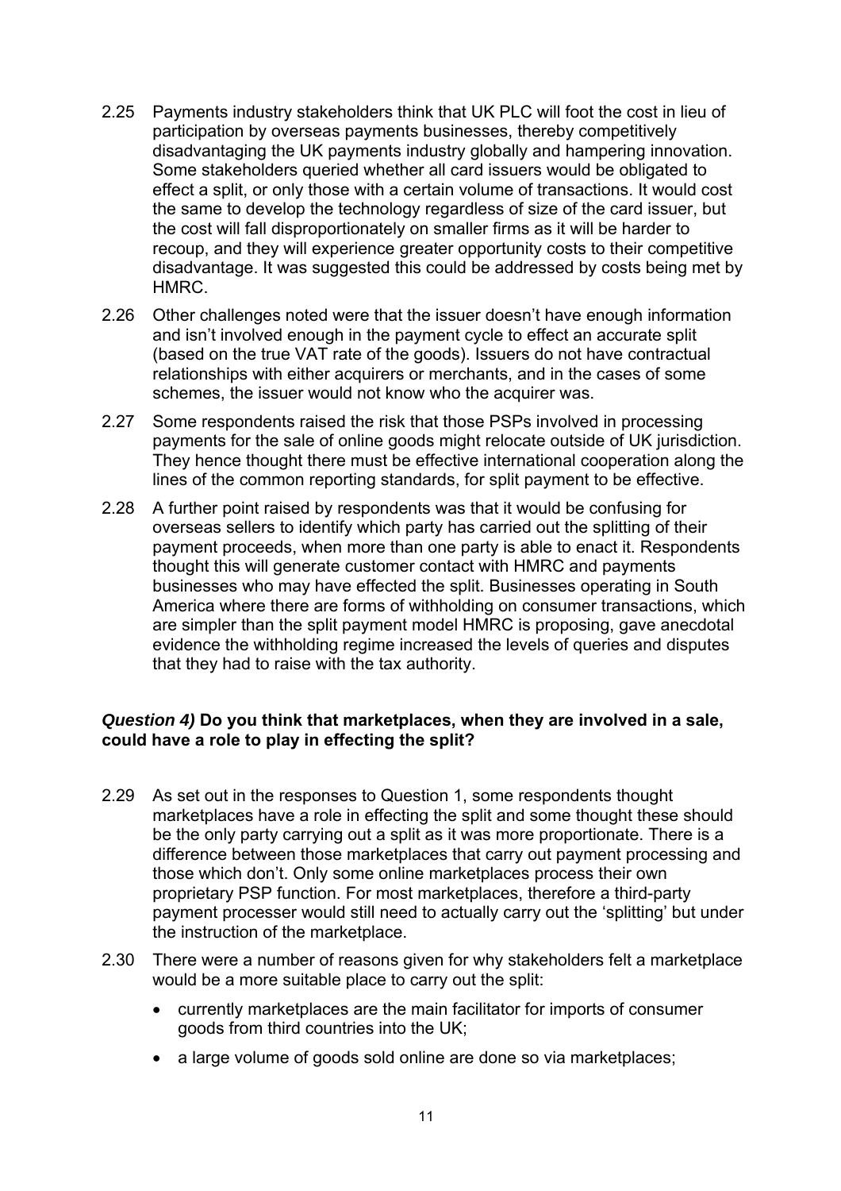2.25 Payments industry stakeholders think that UK PLC will foot the cost in lieu of participation by overseas payments businesses, thereby competitively disadvantaging the UK payments industry globally and hampering innovation. Some stakeholders queried whether all card issuers would be obligated to effect a split, or only those with a certain volume of transactions. It would cost the same to develop the technology regardless of size of the card issuer, but the cost will fall disproportionately on smaller firms as it will be harder to recoup, and they will experience greater opportunity costs to their competitive disadvantage. It was suggested this could be addressed by costs being met by HMRC.

2.26 Other challenges noted were that the issuer doesn't have enough information and isn't involved enough in the payment cycle to effect an accurate split (based on the true VAT rate of the goods). Issuers do not have contractual relationships with either acquirers or merchants, and in the cases of some schemes, the issuer would not know who the acquirer was.

2.27 Some respondents raised the risk that those PSPs involved in processing payments for the sale of online goods might relocate outside of UK jurisdiction. They hence thought there must be effective international cooperation along the lines of the common reporting standards, for split payment to be effective.

2.28 A further point raised by respondents was that it would be confusing for overseas sellers to identify which party has carried out the splitting of their payment proceeds, when more than one party is able to enact it. Respondents thought this will generate customer contact with HMRC and payments businesses who may have effected the split. Businesses operating in South America where there are forms of withholding on consumer transactions, which are simpler than the split payment model HMRC is proposing, gave anecdotal evidence the withholding regime increased the levels of queries and disputes that they had to raise with the tax authority.

***Question 4)* Do you think that marketplaces, when they are involved in a sale, could have a role to play in effecting the split?**

2.29 As set out in the responses to Question 1, some respondents thought marketplaces have a role in effecting the split and some thought these should be the only party carrying out a split as it was more proportionate. There is a difference between those marketplaces that carry out payment processing and those which don't. Only some online marketplaces process their own proprietary PSP function. For most marketplaces, therefore a third-party payment processer would still need to actually carry out the 'splitting' but under the instruction of the marketplace.

2.30 There were a number of reasons given for why stakeholders felt a marketplace would be a more suitable place to carry out the split:

- currently marketplaces are the main facilitator for imports of consumer goods from third countries into the UK;
- a large volume of goods sold online are done so via marketplaces;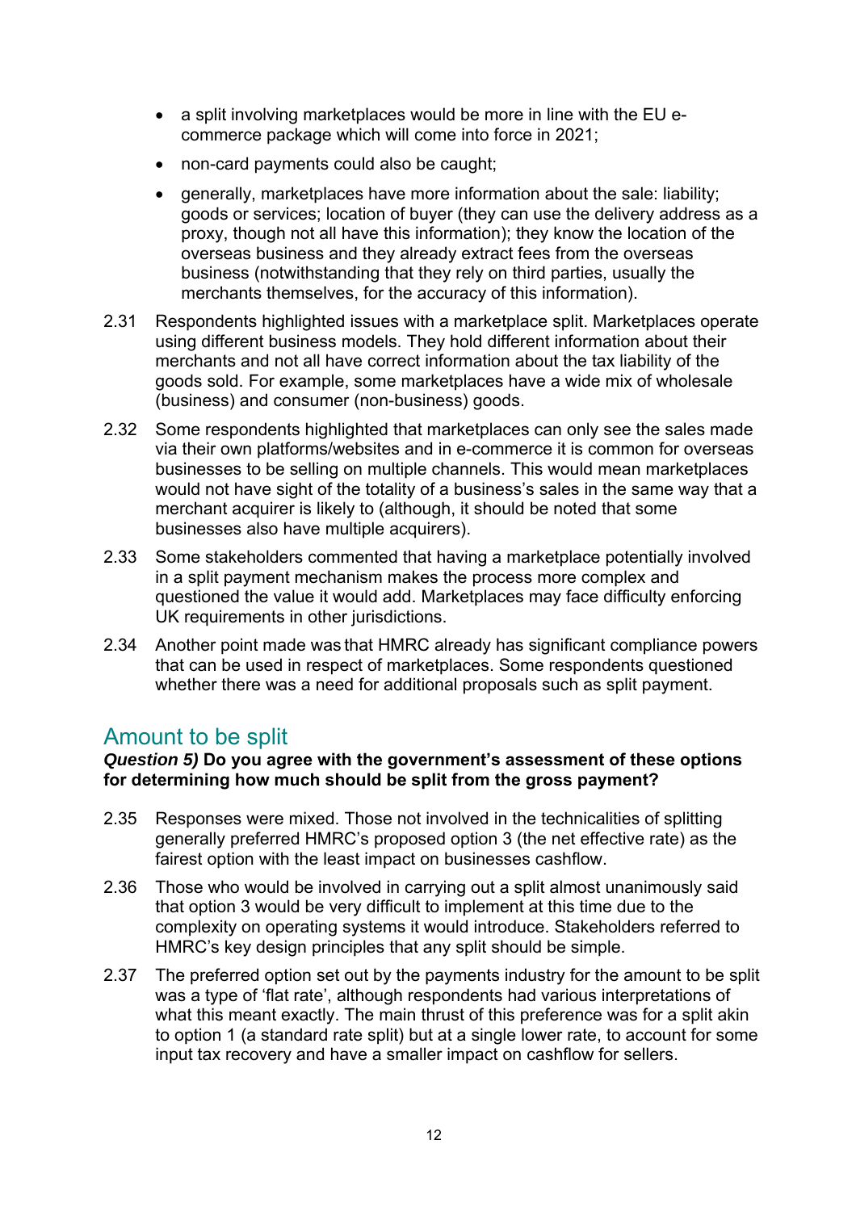- a split involving marketplaces would be more in line with the EU e-commerce package which will come into force in 2021;
- non-card payments could also be caught;
- generally, marketplaces have more information about the sale: liability; goods or services; location of buyer (they can use the delivery address as a proxy, though not all have this information); they know the location of the overseas business and they already extract fees from the overseas business (notwithstanding that they rely on third parties, usually the merchants themselves, for the accuracy of this information).

2.31 Respondents highlighted issues with a marketplace split. Marketplaces operate using different business models. They hold different information about their merchants and not all have correct information about the tax liability of the goods sold. For example, some marketplaces have a wide mix of wholesale (business) and consumer (non-business) goods.

2.32 Some respondents highlighted that marketplaces can only see the sales made via their own platforms/websites and in e-commerce it is common for overseas businesses to be selling on multiple channels. This would mean marketplaces would not have sight of the totality of a business's sales in the same way that a merchant acquirer is likely to (although, it should be noted that some businesses also have multiple acquirers).

2.33 Some stakeholders commented that having a marketplace potentially involved in a split payment mechanism makes the process more complex and questioned the value it would add. Marketplaces may face difficulty enforcing UK requirements in other jurisdictions.

2.34 Another point made was that HMRC already has significant compliance powers that can be used in respect of marketplaces. Some respondents questioned whether there was a need for additional proposals such as split payment.

## Amount to be split

***Question 5)*** **Do you agree with the government's assessment of these options for determining how much should be split from the gross payment?**

2.35 Responses were mixed. Those not involved in the technicalities of splitting generally preferred HMRC's proposed option 3 (the net effective rate) as the fairest option with the least impact on businesses cashflow.

2.36 Those who would be involved in carrying out a split almost unanimously said that option 3 would be very difficult to implement at this time due to the complexity on operating systems it would introduce. Stakeholders referred to HMRC's key design principles that any split should be simple.

2.37 The preferred option set out by the payments industry for the amount to be split was a type of 'flat rate', although respondents had various interpretations of what this meant exactly. The main thrust of this preference was for a split akin to option 1 (a standard rate split) but at a single lower rate, to account for some input tax recovery and have a smaller impact on cashflow for sellers.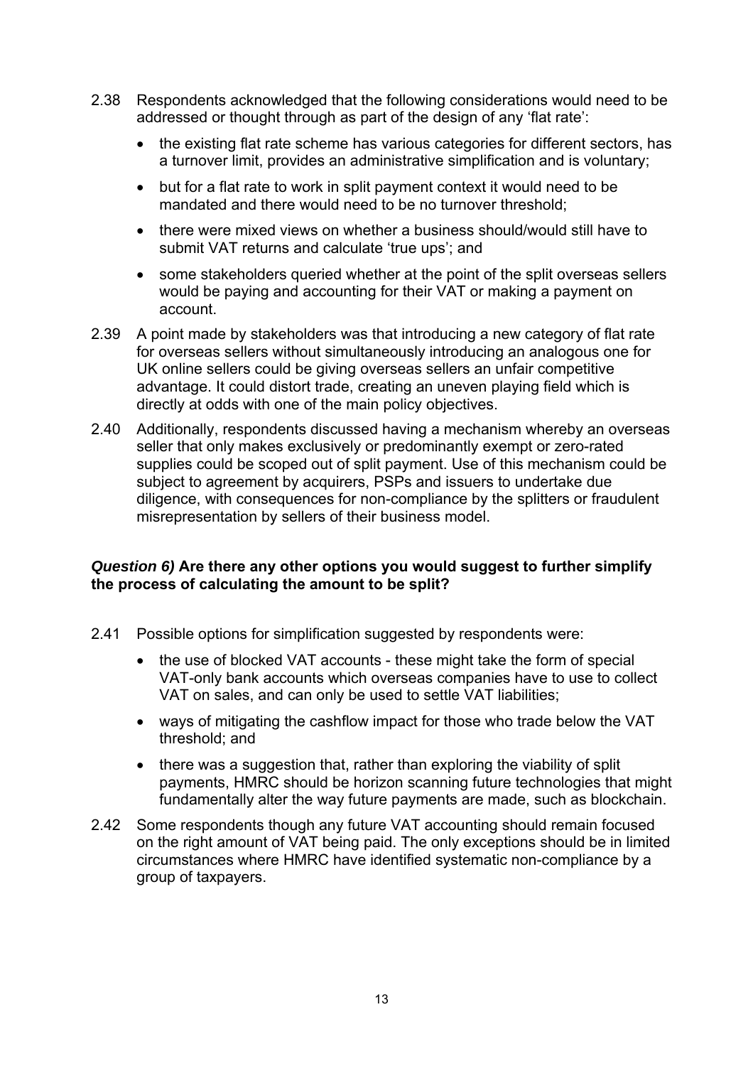2.38 Respondents acknowledged that the following considerations would need to be addressed or thought through as part of the design of any 'flat rate':

- the existing flat rate scheme has various categories for different sectors, has a turnover limit, provides an administrative simplification and is voluntary;
- but for a flat rate to work in split payment context it would need to be mandated and there would need to be no turnover threshold;
- there were mixed views on whether a business should/would still have to submit VAT returns and calculate 'true ups'; and
- some stakeholders queried whether at the point of the split overseas sellers would be paying and accounting for their VAT or making a payment on account.

2.39 A point made by stakeholders was that introducing a new category of flat rate for overseas sellers without simultaneously introducing an analogous one for UK online sellers could be giving overseas sellers an unfair competitive advantage. It could distort trade, creating an uneven playing field which is directly at odds with one of the main policy objectives.

2.40 Additionally, respondents discussed having a mechanism whereby an overseas seller that only makes exclusively or predominantly exempt or zero-rated supplies could be scoped out of split payment. Use of this mechanism could be subject to agreement by acquirers, PSPs and issuers to undertake due diligence, with consequences for non-compliance by the splitters or fraudulent misrepresentation by sellers of their business model.

***Question 6)* Are there any other options you would suggest to further simplify the process of calculating the amount to be split?**

2.41 Possible options for simplification suggested by respondents were:

- the use of blocked VAT accounts - these might take the form of special VAT-only bank accounts which overseas companies have to use to collect VAT on sales, and can only be used to settle VAT liabilities;
- ways of mitigating the cashflow impact for those who trade below the VAT threshold; and
- there was a suggestion that, rather than exploring the viability of split payments, HMRC should be horizon scanning future technologies that might fundamentally alter the way future payments are made, such as blockchain.

2.42 Some respondents though any future VAT accounting should remain focused on the right amount of VAT being paid. The only exceptions should be in limited circumstances where HMRC have identified systematic non-compliance by a group of taxpayers.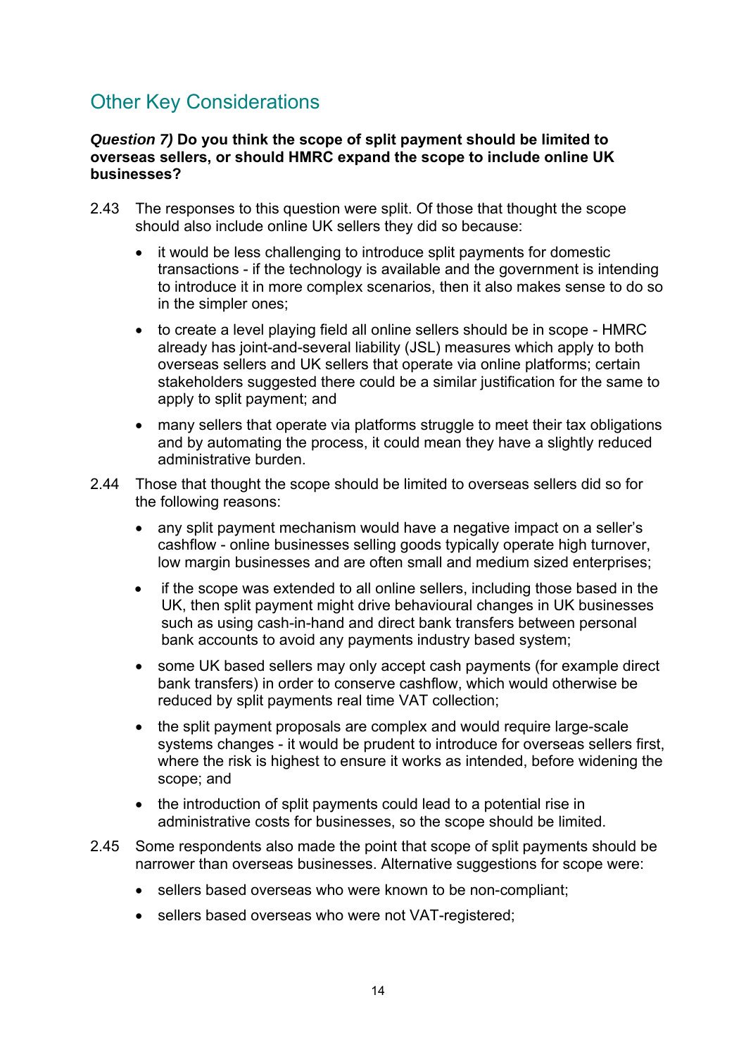## Other Key Considerations

***Question 7)*** **Do you think the scope of split payment should be limited to overseas sellers, or should HMRC expand the scope to include online UK businesses?**

2.43 The responses to this question were split. Of those that thought the scope should also include online UK sellers they did so because:

- it would be less challenging to introduce split payments for domestic transactions - if the technology is available and the government is intending to introduce it in more complex scenarios, then it also makes sense to do so in the simpler ones;
- to create a level playing field all online sellers should be in scope - HMRC already has joint-and-several liability (JSL) measures which apply to both overseas sellers and UK sellers that operate via online platforms; certain stakeholders suggested there could be a similar justification for the same to apply to split payment; and
- many sellers that operate via platforms struggle to meet their tax obligations and by automating the process, it could mean they have a slightly reduced administrative burden.

2.44 Those that thought the scope should be limited to overseas sellers did so for the following reasons:

- any split payment mechanism would have a negative impact on a seller's cashflow - online businesses selling goods typically operate high turnover, low margin businesses and are often small and medium sized enterprises;
- if the scope was extended to all online sellers, including those based in the UK, then split payment might drive behavioural changes in UK businesses such as using cash-in-hand and direct bank transfers between personal bank accounts to avoid any payments industry based system;
- some UK based sellers may only accept cash payments (for example direct bank transfers) in order to conserve cashflow, which would otherwise be reduced by split payments real time VAT collection;
- the split payment proposals are complex and would require large-scale systems changes - it would be prudent to introduce for overseas sellers first, where the risk is highest to ensure it works as intended, before widening the scope; and
- the introduction of split payments could lead to a potential rise in administrative costs for businesses, so the scope should be limited.

2.45 Some respondents also made the point that scope of split payments should be narrower than overseas businesses. Alternative suggestions for scope were:

- sellers based overseas who were known to be non-compliant;
- sellers based overseas who were not VAT-registered;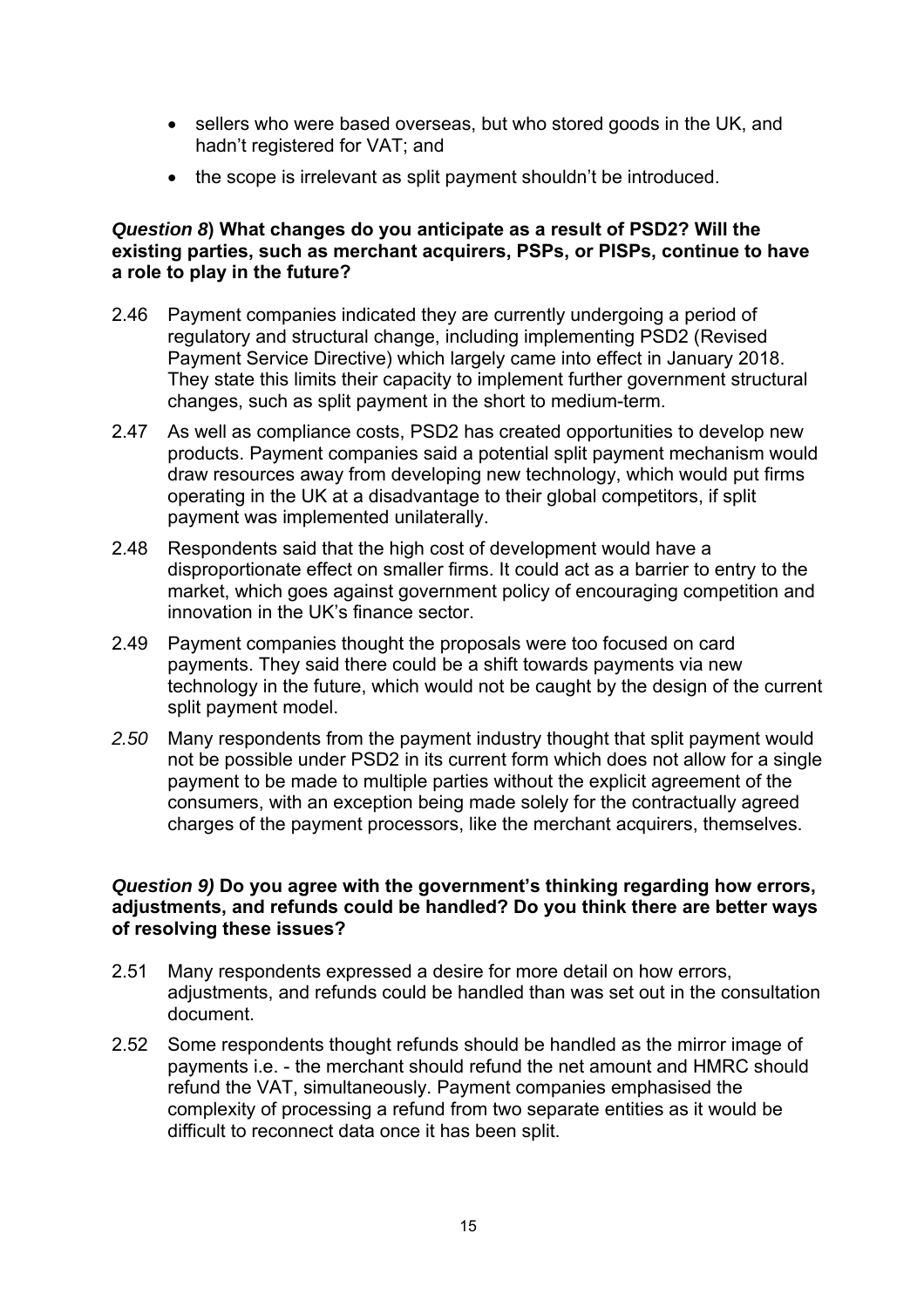- sellers who were based overseas, but who stored goods in the UK, and hadn't registered for VAT; and
- the scope is irrelevant as split payment shouldn't be introduced.

***Question 8*) What changes do you anticipate as a result of PSD2? Will the existing parties, such as merchant acquirers, PSPs, or PISPs, continue to have a role to play in the future?**

2.46 Payment companies indicated they are currently undergoing a period of regulatory and structural change, including implementing PSD2 (Revised Payment Service Directive) which largely came into effect in January 2018. They state this limits their capacity to implement further government structural changes, such as split payment in the short to medium-term.

2.47 As well as compliance costs, PSD2 has created opportunities to develop new products. Payment companies said a potential split payment mechanism would draw resources away from developing new technology, which would put firms operating in the UK at a disadvantage to their global competitors, if split payment was implemented unilaterally.

2.48 Respondents said that the high cost of development would have a disproportionate effect on smaller firms. It could act as a barrier to entry to the market, which goes against government policy of encouraging competition and innovation in the UK's finance sector.

2.49 Payment companies thought the proposals were too focused on card payments. They said there could be a shift towards payments via new technology in the future, which would not be caught by the design of the current split payment model.

*2.50* Many respondents from the payment industry thought that split payment would not be possible under PSD2 in its current form which does not allow for a single payment to be made to multiple parties without the explicit agreement of the consumers, with an exception being made solely for the contractually agreed charges of the payment processors, like the merchant acquirers, themselves.

***Question 9)* Do you agree with the government's thinking regarding how errors, adjustments, and refunds could be handled? Do you think there are better ways of resolving these issues?**

2.51 Many respondents expressed a desire for more detail on how errors, adjustments, and refunds could be handled than was set out in the consultation document.

2.52 Some respondents thought refunds should be handled as the mirror image of payments i.e. - the merchant should refund the net amount and HMRC should refund the VAT, simultaneously. Payment companies emphasised the complexity of processing a refund from two separate entities as it would be difficult to reconnect data once it has been split.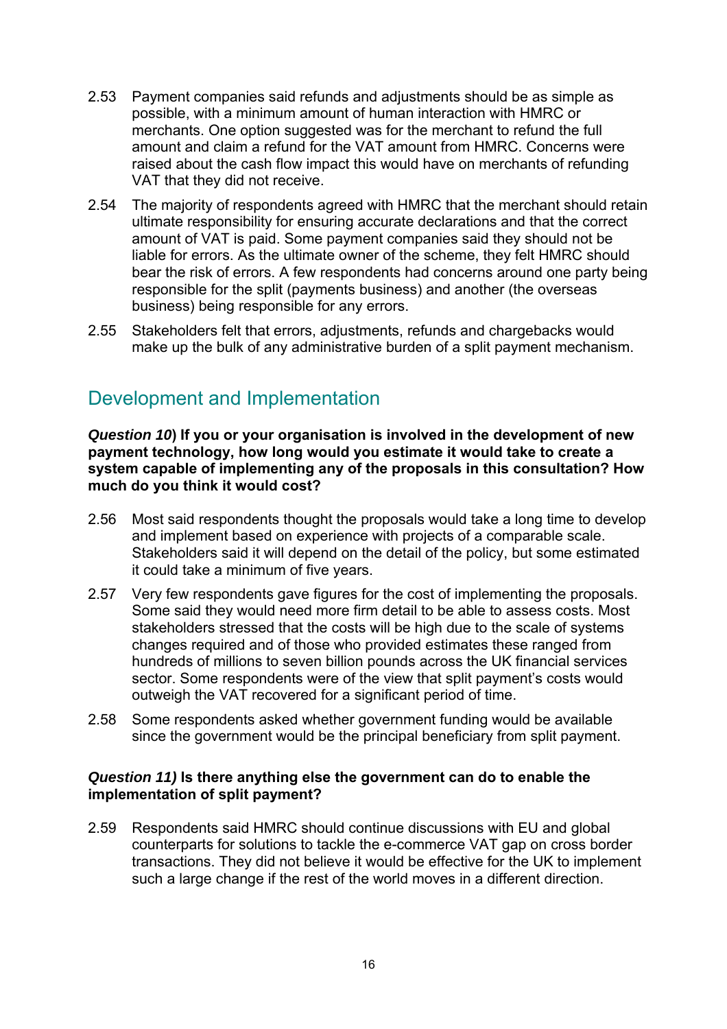2.53 Payment companies said refunds and adjustments should be as simple as possible, with a minimum amount of human interaction with HMRC or merchants. One option suggested was for the merchant to refund the full amount and claim a refund for the VAT amount from HMRC. Concerns were raised about the cash flow impact this would have on merchants of refunding VAT that they did not receive.

2.54 The majority of respondents agreed with HMRC that the merchant should retain ultimate responsibility for ensuring accurate declarations and that the correct amount of VAT is paid. Some payment companies said they should not be liable for errors. As the ultimate owner of the scheme, they felt HMRC should bear the risk of errors. A few respondents had concerns around one party being responsible for the split (payments business) and another (the overseas business) being responsible for any errors.

2.55 Stakeholders felt that errors, adjustments, refunds and chargebacks would make up the bulk of any administrative burden of a split payment mechanism.

## Development and Implementation

***Question 10*) If you or your organisation is involved in the development of new payment technology, how long would you estimate it would take to create a system capable of implementing any of the proposals in this consultation? How much do you think it would cost?**

2.56 Most said respondents thought the proposals would take a long time to develop and implement based on experience with projects of a comparable scale. Stakeholders said it will depend on the detail of the policy, but some estimated it could take a minimum of five years.

2.57 Very few respondents gave figures for the cost of implementing the proposals. Some said they would need more firm detail to be able to assess costs. Most stakeholders stressed that the costs will be high due to the scale of systems changes required and of those who provided estimates these ranged from hundreds of millions to seven billion pounds across the UK financial services sector. Some respondents were of the view that split payment's costs would outweigh the VAT recovered for a significant period of time.

2.58 Some respondents asked whether government funding would be available since the government would be the principal beneficiary from split payment.

***Question 11)* Is there anything else the government can do to enable the implementation of split payment?**

2.59 Respondents said HMRC should continue discussions with EU and global counterparts for solutions to tackle the e-commerce VAT gap on cross border transactions. They did not believe it would be effective for the UK to implement such a large change if the rest of the world moves in a different direction.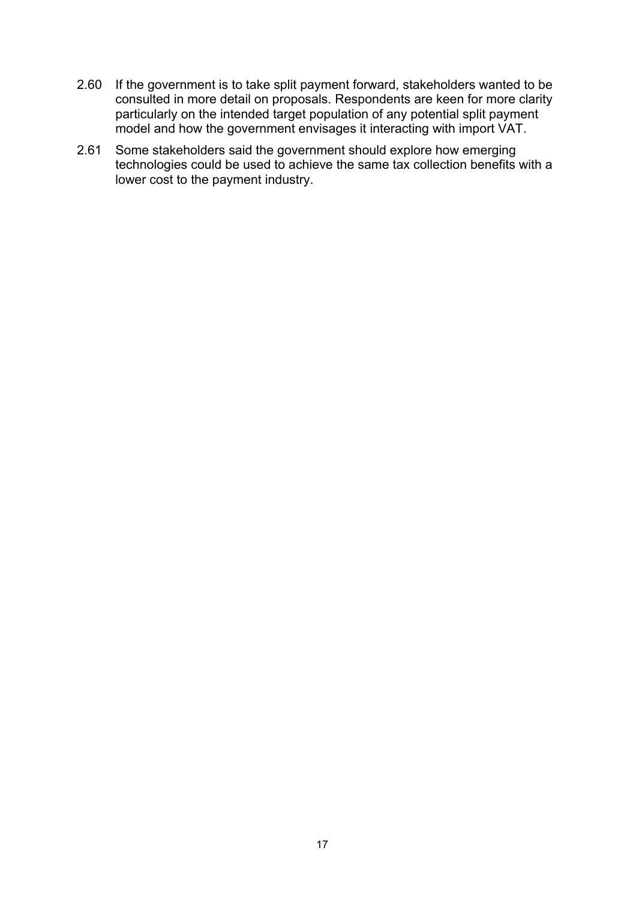2.60 If the government is to take split payment forward, stakeholders wanted to be consulted in more detail on proposals. Respondents are keen for more clarity particularly on the intended target population of any potential split payment model and how the government envisages it interacting with import VAT.

2.61 Some stakeholders said the government should explore how emerging technologies could be used to achieve the same tax collection benefits with a lower cost to the payment industry.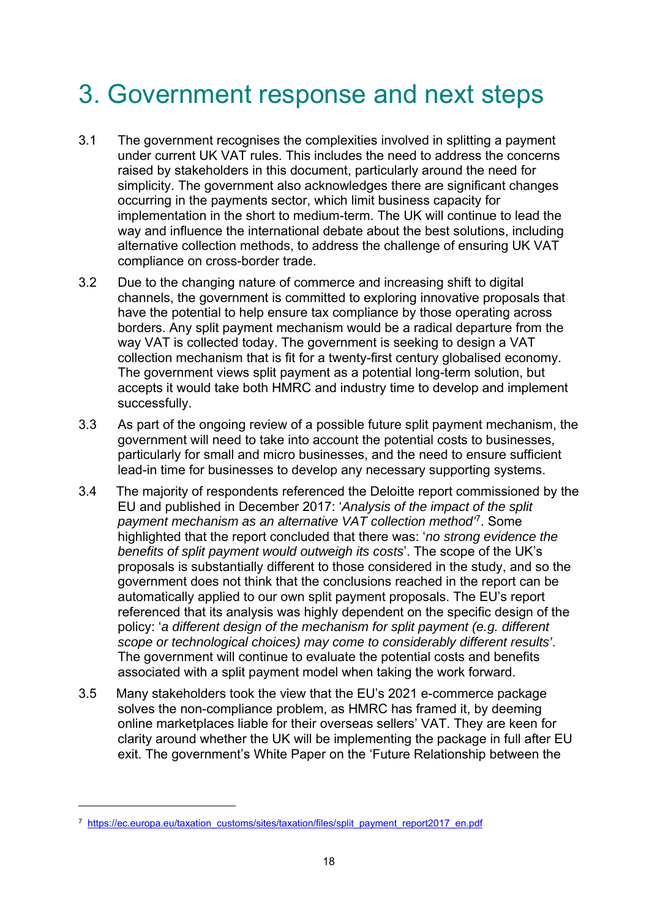# 3. Government response and next steps

3.1 The government recognises the complexities involved in splitting a payment under current UK VAT rules. This includes the need to address the concerns raised by stakeholders in this document, particularly around the need for simplicity. The government also acknowledges there are significant changes occurring in the payments sector, which limit business capacity for implementation in the short to medium-term. The UK will continue to lead the way and influence the international debate about the best solutions, including alternative collection methods, to address the challenge of ensuring UK VAT compliance on cross-border trade.

3.2 Due to the changing nature of commerce and increasing shift to digital channels, the government is committed to exploring innovative proposals that have the potential to help ensure tax compliance by those operating across borders. Any split payment mechanism would be a radical departure from the way VAT is collected today. The government is seeking to design a VAT collection mechanism that is fit for a twenty-first century globalised economy. The government views split payment as a potential long-term solution, but accepts it would take both HMRC and industry time to develop and implement successfully.

3.3 As part of the ongoing review of a possible future split payment mechanism, the government will need to take into account the potential costs to businesses, particularly for small and micro businesses, and the need to ensure sufficient lead-in time for businesses to develop any necessary supporting systems.

3.4 The majority of respondents referenced the Deloitte report commissioned by the EU and published in December 2017: '*Analysis of the impact of the split payment mechanism as an alternative VAT collection method*'[7]. Some highlighted that the report concluded that there was: '*no strong evidence the benefits of split payment would outweigh its costs*'. The scope of the UK's proposals is substantially different to those considered in the study, and so the government does not think that the conclusions reached in the report can be automatically applied to our own split payment proposals. The EU's report referenced that its analysis was highly dependent on the specific design of the policy: '*a different design of the mechanism for split payment (e.g. different scope or technological choices) may come to considerably different results'*. The government will continue to evaluate the potential costs and benefits associated with a split payment model when taking the work forward.

3.5 Many stakeholders took the view that the EU's 2021 e-commerce package solves the non-compliance problem, as HMRC has framed it, by deeming online marketplaces liable for their overseas sellers' VAT. They are keen for clarity around whether the UK will be implementing the package in full after EU exit. The government's White Paper on the 'Future Relationship between the

---

[7] https://ec.europa.eu/taxation_customs/sites/taxation/files/split_payment_report2017_en.pdf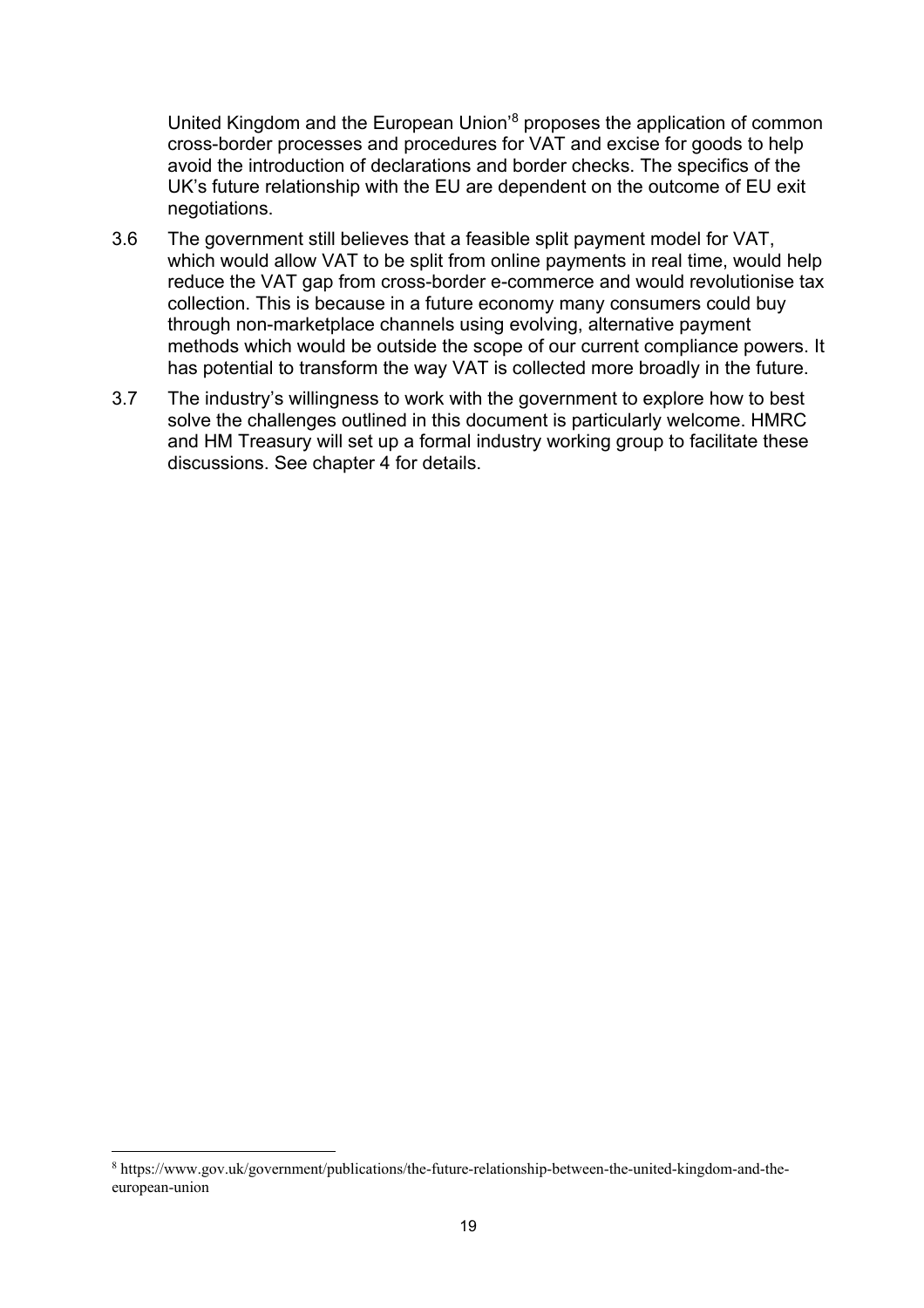United Kingdom and the European Union'[8] proposes the application of common cross-border processes and procedures for VAT and excise for goods to help avoid the introduction of declarations and border checks. The specifics of the UK's future relationship with the EU are dependent on the outcome of EU exit negotiations.

3.6 The government still believes that a feasible split payment model for VAT, which would allow VAT to be split from online payments in real time, would help reduce the VAT gap from cross-border e-commerce and would revolutionise tax collection. This is because in a future economy many consumers could buy through non-marketplace channels using evolving, alternative payment methods which would be outside the scope of our current compliance powers. It has potential to transform the way VAT is collected more broadly in the future.

3.7 The industry's willingness to work with the government to explore how to best solve the challenges outlined in this document is particularly welcome. HMRC and HM Treasury will set up a formal industry working group to facilitate these discussions. See chapter 4 for details.

---

[8] https://www.gov.uk/government/publications/the-future-relationship-between-the-united-kingdom-and-the-european-union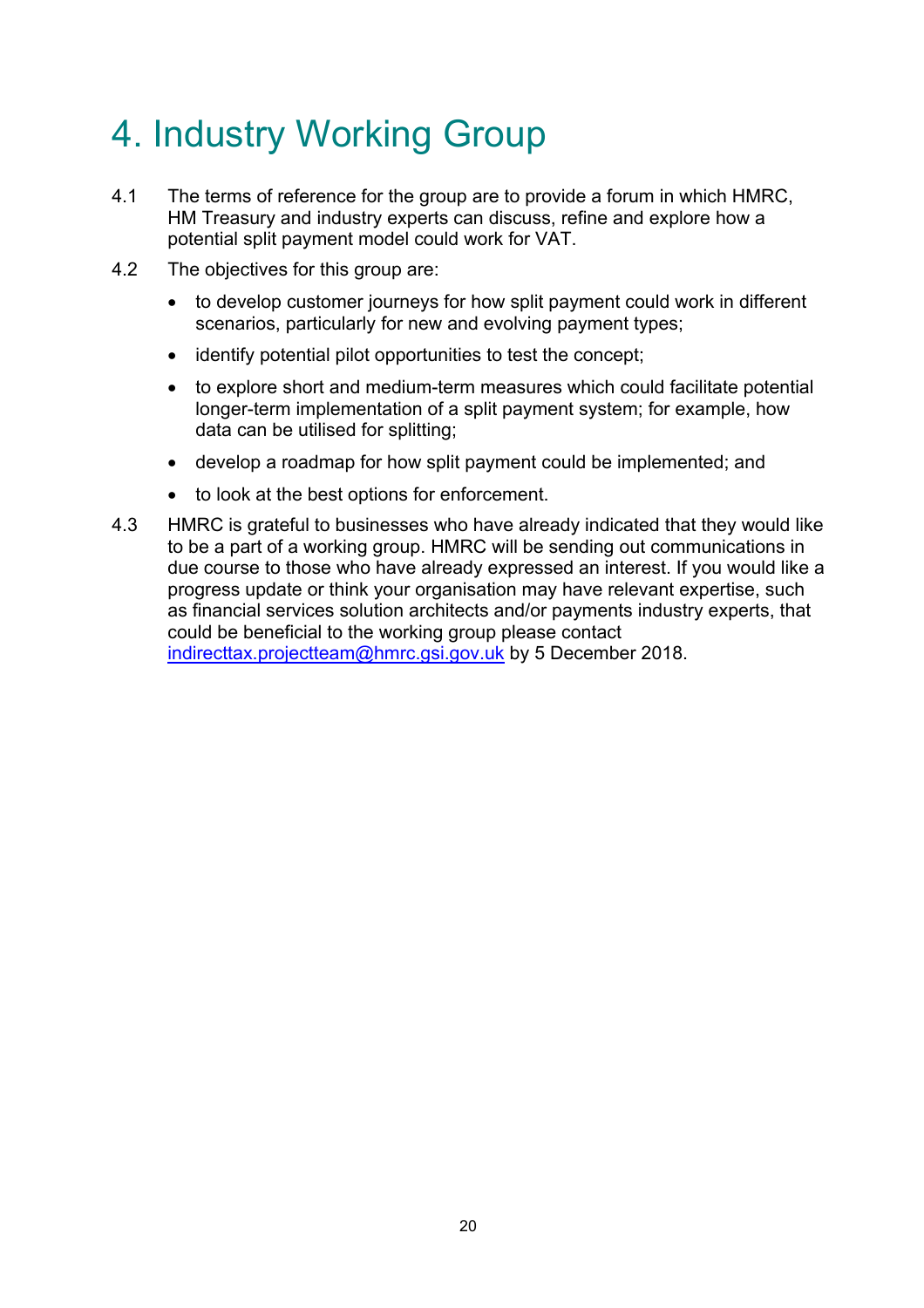# 4. Industry Working Group

4.1 The terms of reference for the group are to provide a forum in which HMRC, HM Treasury and industry experts can discuss, refine and explore how a potential split payment model could work for VAT.

4.2 The objectives for this group are:

- to develop customer journeys for how split payment could work in different scenarios, particularly for new and evolving payment types;
- identify potential pilot opportunities to test the concept;
- to explore short and medium-term measures which could facilitate potential longer-term implementation of a split payment system; for example, how data can be utilised for splitting;
- develop a roadmap for how split payment could be implemented; and
- to look at the best options for enforcement.

4.3 HMRC is grateful to businesses who have already indicated that they would like to be a part of a working group. HMRC will be sending out communications in due course to those who have already expressed an interest. If you would like a progress update or think your organisation may have relevant expertise, such as financial services solution architects and/or payments industry experts, that could be beneficial to the working group please contact indirecttax.projectteam@hmrc.gsi.gov.uk by 5 December 2018.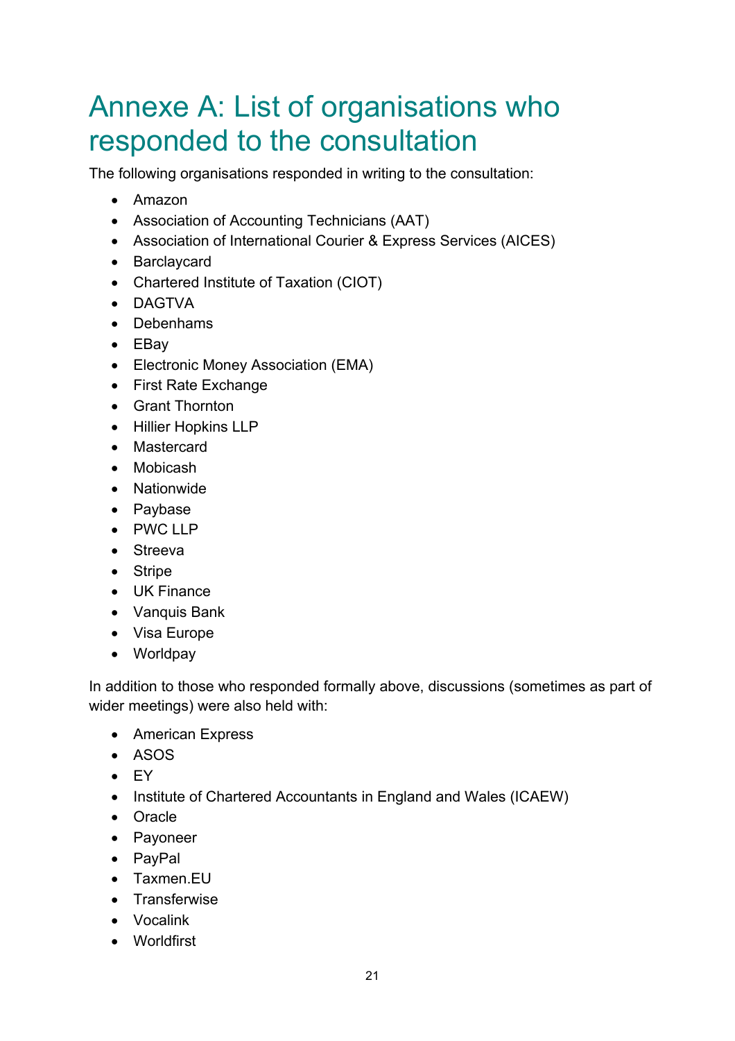# Annexe A: List of organisations who responded to the consultation

The following organisations responded in writing to the consultation:

- Amazon
- Association of Accounting Technicians (AAT)
- Association of International Courier & Express Services (AICES)
- Barclaycard
- Chartered Institute of Taxation (CIOT)
- DAGTVA
- Debenhams
- EBay
- Electronic Money Association (EMA)
- First Rate Exchange
- Grant Thornton
- Hillier Hopkins LLP
- Mastercard
- Mobicash
- Nationwide
- Paybase
- PWC LLP
- Streeva
- Stripe
- UK Finance
- Vanquis Bank
- Visa Europe
- Worldpay

In addition to those who responded formally above, discussions (sometimes as part of wider meetings) were also held with:

- American Express
- ASOS
- EY
- Institute of Chartered Accountants in England and Wales (ICAEW)
- Oracle
- Payoneer
- PayPal
- Taxmen.EU
- Transferwise
- Vocalink
- Worldfirst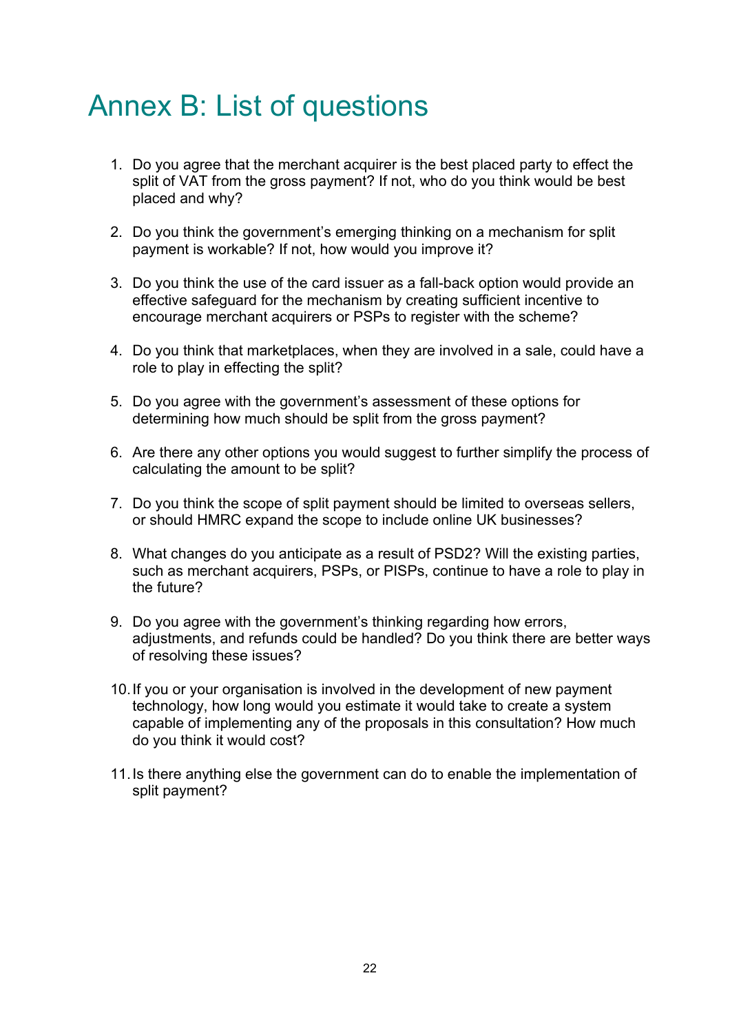# Annex B: List of questions

1. Do you agree that the merchant acquirer is the best placed party to effect the split of VAT from the gross payment? If not, who do you think would be best placed and why?

2. Do you think the government's emerging thinking on a mechanism for split payment is workable? If not, how would you improve it?

3. Do you think the use of the card issuer as a fall-back option would provide an effective safeguard for the mechanism by creating sufficient incentive to encourage merchant acquirers or PSPs to register with the scheme?

4. Do you think that marketplaces, when they are involved in a sale, could have a role to play in effecting the split?

5. Do you agree with the government's assessment of these options for determining how much should be split from the gross payment?

6. Are there any other options you would suggest to further simplify the process of calculating the amount to be split?

7. Do you think the scope of split payment should be limited to overseas sellers, or should HMRC expand the scope to include online UK businesses?

8. What changes do you anticipate as a result of PSD2? Will the existing parties, such as merchant acquirers, PSPs, or PISPs, continue to have a role to play in the future?

9. Do you agree with the government's thinking regarding how errors, adjustments, and refunds could be handled? Do you think there are better ways of resolving these issues?

10. If you or your organisation is involved in the development of new payment technology, how long would you estimate it would take to create a system capable of implementing any of the proposals in this consultation? How much do you think it would cost?

11. Is there anything else the government can do to enable the implementation of split payment?